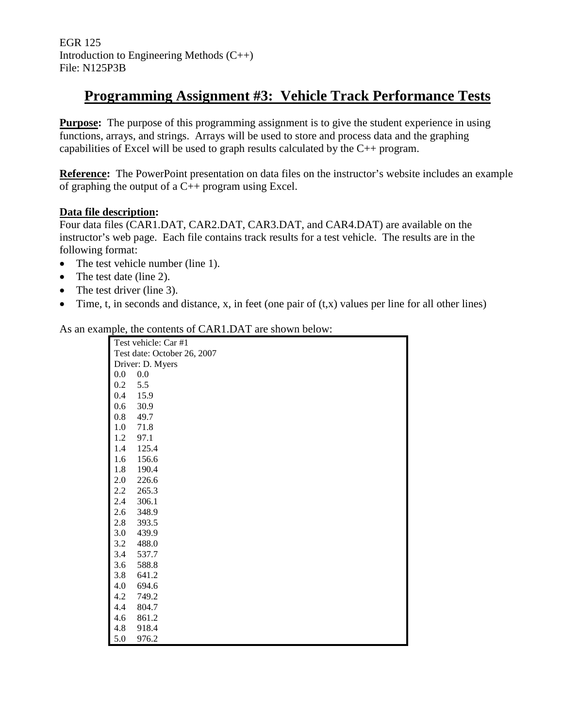EGR 125
Introduction to Engineering Methods (C++)
File: N125P3B

# Programming Assignment #3: Vehicle Track Performance Tests

**Purpose:** The purpose of this programming assignment is to give the student experience in using functions, arrays, and strings. Arrays will be used to store and process data and the graphing capabilities of Excel will be used to graph results calculated by the C++ program.

**Reference:** The PowerPoint presentation on data files on the instructor's website includes an example of graphing the output of a C++ program using Excel.

**Data file description:**

Four data files (CAR1.DAT, CAR2.DAT, CAR3.DAT, and CAR4.DAT) are available on the instructor's web page. Each file contains track results for a test vehicle. The results are in the following format:

- The test vehicle number (line 1).
- The test date (line 2).
- The test driver (line 3).
- Time, t, in seconds and distance, x, in feet (one pair of (t,x) values per line for all other lines)

As an example, the contents of CAR1.DAT are shown below:

```
Test vehicle: Car #1
Test date: October 26, 2007
Driver: D. Myers
0.0    0.0
0.2    5.5
0.4    15.9
0.6    30.9
0.8    49.7
1.0    71.8
1.2    97.1
1.4    125.4
1.6    156.6
1.8    190.4
2.0    226.6
2.2    265.3
2.4    306.1
2.6    348.9
2.8    393.5
3.0    439.9
3.2    488.0
3.4    537.7
3.6    588.8
3.8    641.2
4.0    694.6
4.2    749.2
4.4    804.7
4.6    861.2
4.8    918.4
5.0    976.2
```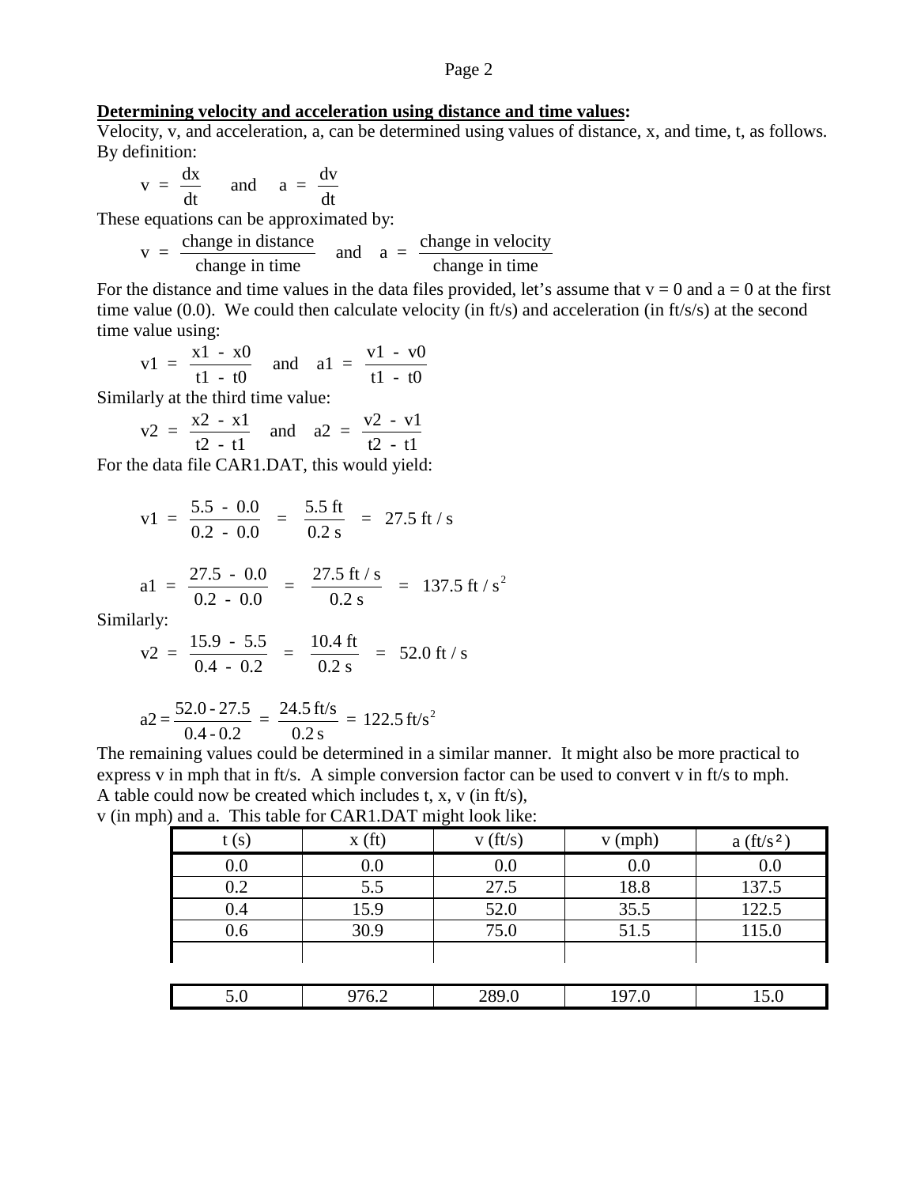**Determining velocity and acceleration using distance and time values:**

Velocity, v, and acceleration, a, can be determined using values of distance, x, and time, t, as follows. By definition:

$$v = \frac{dx}{dt} \quad \text{and} \quad a = \frac{dv}{dt}$$

These equations can be approximated by:

$$v = \frac{\text{change in distance}}{\text{change in time}} \quad \text{and} \quad a = \frac{\text{change in velocity}}{\text{change in time}}$$

For the distance and time values in the data files provided, let's assume that v = 0 and a = 0 at the first time value (0.0). We could then calculate velocity (in ft/s) and acceleration (in ft/s/s) at the second time value using:

$$v1 = \frac{x1 - x0}{t1 - t0} \quad \text{and} \quad a1 = \frac{v1 - v0}{t1 - t0}$$

Similarly at the third time value:

$$v2 = \frac{x2 - x1}{t2 - t1} \quad \text{and} \quad a2 = \frac{v2 - v1}{t2 - t1}$$

For the data file CAR1.DAT, this would yield:

$$v1 = \frac{5.5 - 0.0}{0.2 - 0.0} = \frac{5.5 \text{ ft}}{0.2 \text{ s}} = 27.5 \text{ ft / s}$$

$$a1 = \frac{27.5 - 0.0}{0.2 - 0.0} = \frac{27.5 \text{ ft / s}}{0.2 \text{ s}} = 137.5 \text{ ft / s}^2$$

Similarly:

$$v2 = \frac{15.9 - 5.5}{0.4 - 0.2} = \frac{10.4 \text{ ft}}{0.2 \text{ s}} = 52.0 \text{ ft / s}$$

$$a2 = \frac{52.0 - 27.5}{0.4 - 0.2} = \frac{24.5 \text{ ft/s}}{0.2 \text{ s}} = 122.5 \text{ ft/s}^2$$

The remaining values could be determined in a similar manner. It might also be more practical to express v in mph that in ft/s. A simple conversion factor can be used to convert v in ft/s to mph. A table could now be created which includes t, x, v (in ft/s), v (in mph) and a. This table for CAR1.DAT might look like:

| t (s) | x (ft) | v (ft/s) | v (mph) | a (ft/s²) |
|---|---|---|---|---|
| 0.0 | 0.0 | 0.0 | 0.0 | 0.0 |
| 0.2 | 5.5 | 27.5 | 18.8 | 137.5 |
| 0.4 | 15.9 | 52.0 | 35.5 | 122.5 |
| 0.6 | 30.9 | 75.0 | 51.5 | 115.0 |
| | | | | |
| 5.0 | 976.2 | 289.0 | 197.0 | 15.0 |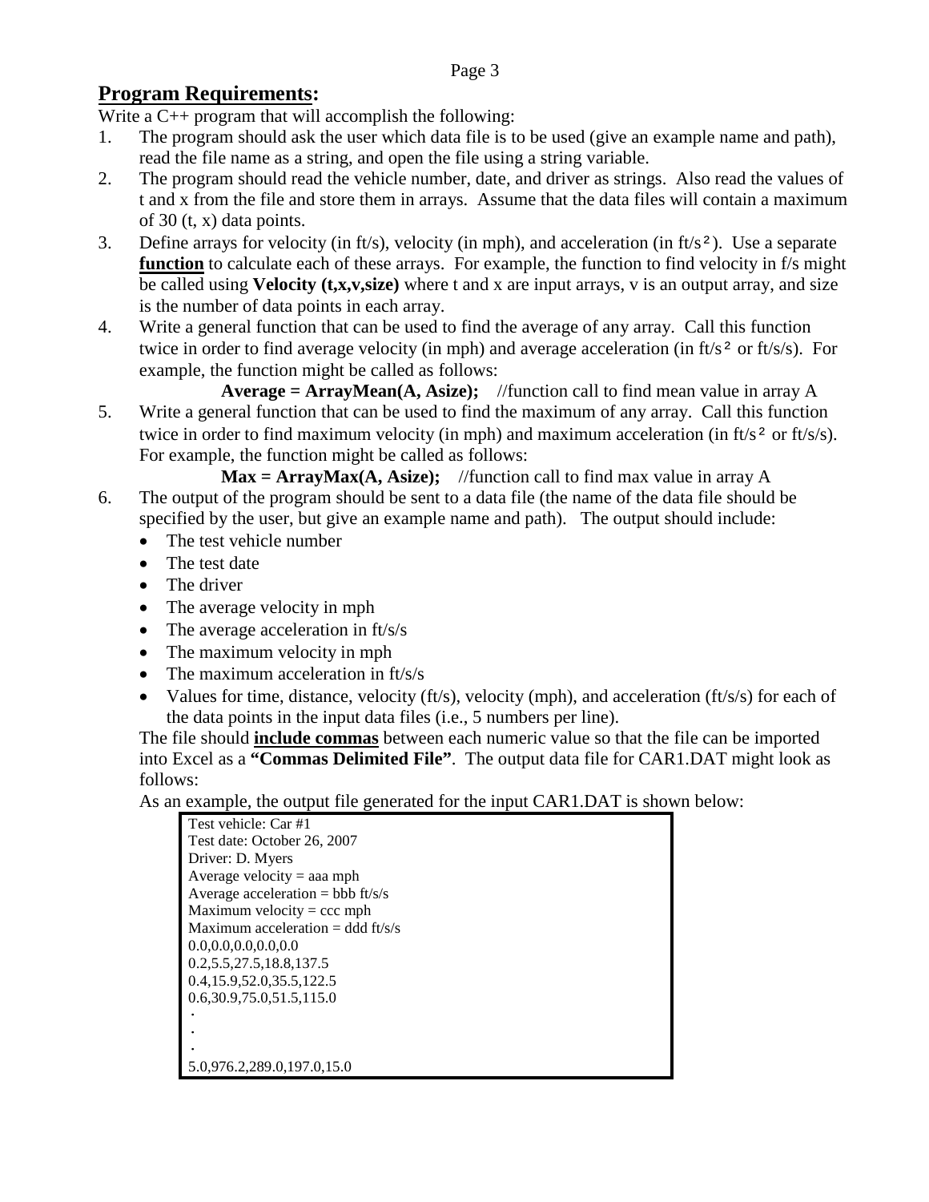## Program Requirements:

Write a C++ program that will accomplish the following:

1. The program should ask the user which data file is to be used (give an example name and path), read the file name as a string, and open the file using a string variable.
2. The program should read the vehicle number, date, and driver as strings. Also read the values of t and x from the file and store them in arrays. Assume that the data files will contain a maximum of 30 (t, x) data points.
3. Define arrays for velocity (in ft/s), velocity (in mph), and acceleration (in ft/s²). Use a separate **function** to calculate each of these arrays. For example, the function to find velocity in f/s might be called using **Velocity (t,x,v,size)** where t and x are input arrays, v is an output array, and size is the number of data points in each array.
4. Write a general function that can be used to find the average of any array. Call this function twice in order to find average velocity (in mph) and average acceleration (in ft/s² or ft/s/s). For example, the function might be called as follows:

   **Average = ArrayMean(A, Asize);** //function call to find mean value in array A
5. Write a general function that can be used to find the maximum of any array. Call this function twice in order to find maximum velocity (in mph) and maximum acceleration (in ft/s² or ft/s/s). For example, the function might be called as follows:

   **Max = ArrayMax(A, Asize);** //function call to find max value in array A
6. The output of the program should be sent to a data file (the name of the data file should be specified by the user, but give an example name and path). The output should include:
   - The test vehicle number
   - The test date
   - The driver
   - The average velocity in mph
   - The average acceleration in ft/s/s
   - The maximum velocity in mph
   - The maximum acceleration in ft/s/s
   - Values for time, distance, velocity (ft/s), velocity (mph), and acceleration (ft/s/s) for each of the data points in the input data files (i.e., 5 numbers per line).

   The file should **include commas** between each numeric value so that the file can be imported into Excel as a **"Commas Delimited File"**. The output data file for CAR1.DAT might look as follows:

   As an example, the output file generated for the input CAR1.DAT is shown below:

```
Test vehicle: Car #1
Test date: October 26, 2007
Driver: D. Myers
Average velocity = aaa mph
Average acceleration = bbb ft/s/s
Maximum velocity = ccc mph
Maximum acceleration = ddd ft/s/s
0.0,0.0,0.0,0.0,0.0
0.2,5.5,27.5,18.8,137.5
0.4,15.9,52.0,35.5,122.5
0.6,30.9,75.0,51.5,115.0
.
.
.
5.0,976.2,289.0,197.0,15.0
```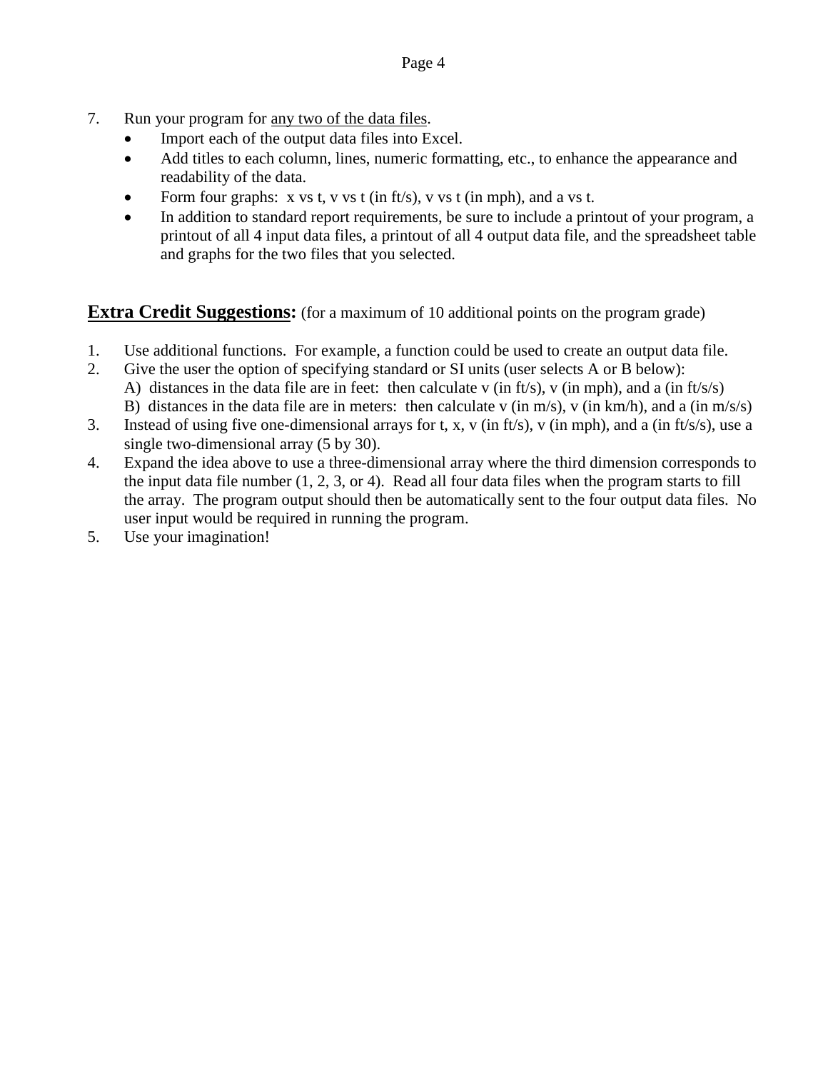7. Run your program for <u>any two of the data files</u>.
   - Import each of the output data files into Excel.
   - Add titles to each column, lines, numeric formatting, etc., to enhance the appearance and readability of the data.
   - Form four graphs: x vs t, v vs t (in ft/s), v vs t (in mph), and a vs t.
   - In addition to standard report requirements, be sure to include a printout of your program, a printout of all 4 input data files, a printout of all 4 output data file, and the spreadsheet table and graphs for the two files that you selected.

## **<u>Extra Credit Suggestions</u>:** (for a maximum of 10 additional points on the program grade)

1. Use additional functions. For example, a function could be used to create an output data file.
2. Give the user the option of specifying standard or SI units (user selects A or B below):
   A) distances in the data file are in feet: then calculate v (in ft/s), v (in mph), and a (in ft/s/s)
   B) distances in the data file are in meters: then calculate v (in m/s), v (in km/h), and a (in m/s/s)
3. Instead of using five one-dimensional arrays for t, x, v (in ft/s), v (in mph), and a (in ft/s/s), use a single two-dimensional array (5 by 30).
4. Expand the idea above to use a three-dimensional array where the third dimension corresponds to the input data file number (1, 2, 3, or 4). Read all four data files when the program starts to fill the array. The program output should then be automatically sent to the four output data files. No user input would be required in running the program.
5. Use your imagination!